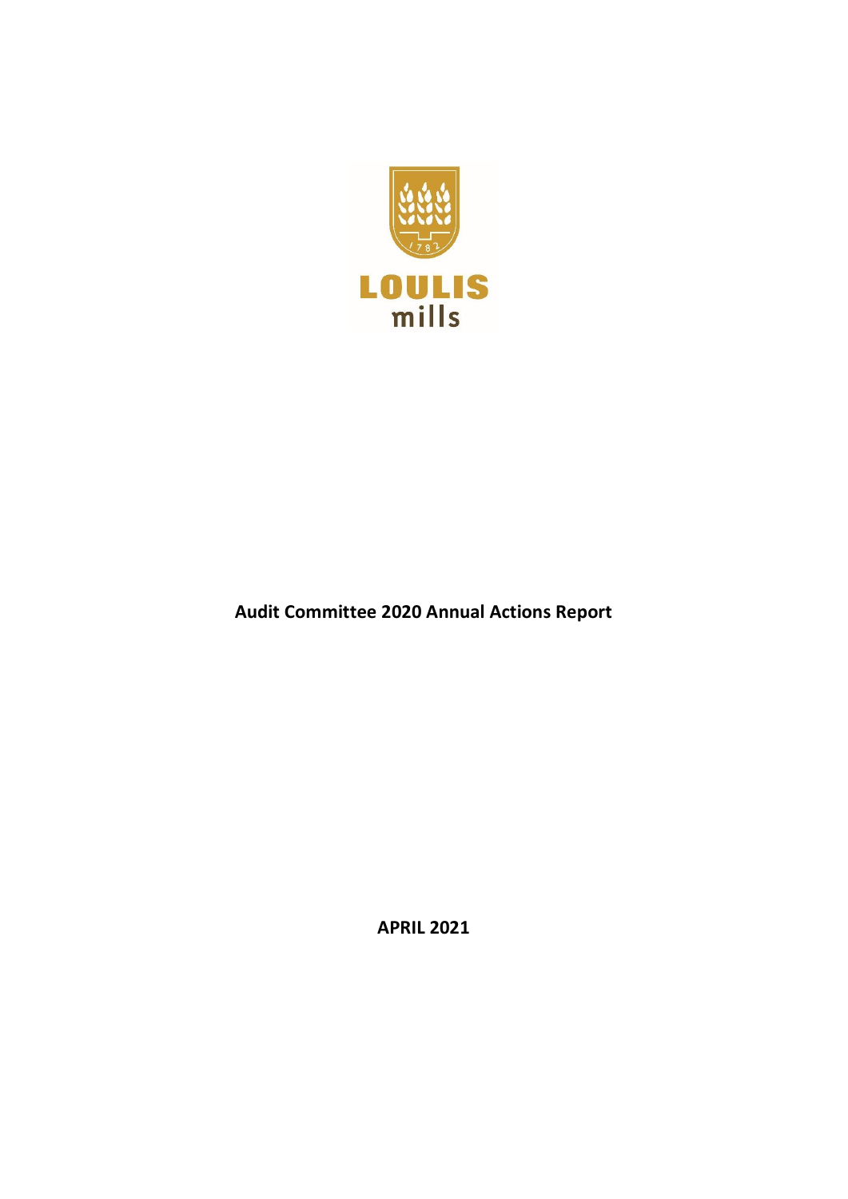LOULIS mills

# Audit Committee 2020 Annual Actions Report

**APRIL 2021**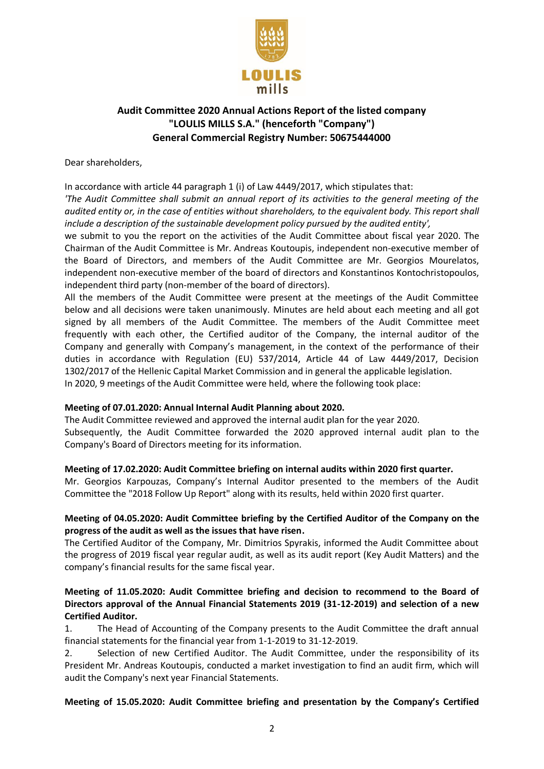# Audit Committee 2020 Annual Actions Report of the listed company "LOULIS MILLS S.A." (henceforth "Company") General Commercial Registry Number: 50675444000

Dear shareholders,

In accordance with article 44 paragraph 1 (i) of Law 4449/2017, which stipulates that:

*'The Audit Committee shall submit an annual report of its activities to the general meeting of the audited entity or, in the case of entities without shareholders, to the equivalent body. This report shall include a description of the sustainable development policy pursued by the audited entity',*

we submit to you the report on the activities of the Audit Committee about fiscal year 2020. The Chairman of the Audit Committee is Mr. Andreas Koutoupis, independent non-executive member of the Board of Directors, and members of the Audit Committee are Mr. Georgios Mourelatos, independent non-executive member of the board of directors and Konstantinos Kontochristopoulos, independent third party (non-member of the board of directors).

All the members of the Audit Committee were present at the meetings of the Audit Committee below and all decisions were taken unanimously. Minutes are held about each meeting and all got signed by all members of the Audit Committee. The members of the Audit Committee meet frequently with each other, the Certified auditor of the Company, the internal auditor of the Company and generally with Company's management, in the context of the performance of their duties in accordance with Regulation (EU) 537/2014, Article 44 of Law 4449/2017, Decision 1302/2017 of the Hellenic Capital Market Commission and in general the applicable legislation.

In 2020, 9 meetings of the Audit Committee were held, where the following took place:

**Meeting of 07.01.2020: Annual Internal Audit Planning about 2020.**

The Audit Committee reviewed and approved the internal audit plan for the year 2020.

Subsequently, the Audit Committee forwarded the 2020 approved internal audit plan to the Company's Board of Directors meeting for its information.

**Meeting of 17.02.2020: Audit Committee briefing on internal audits within 2020 first quarter.**

Mr. Georgios Karpouzas, Company's Internal Auditor presented to the members of the Audit Committee the "2018 Follow Up Report" along with its results, held within 2020 first quarter.

**Meeting of 04.05.2020: Audit Committee briefing by the Certified Auditor of the Company on the progress of the audit as well as the issues that have risen.**

The Certified Auditor of the Company, Mr. Dimitrios Spyrakis, informed the Audit Committee about the progress of 2019 fiscal year regular audit, as well as its audit report (Key Audit Matters) and the company's financial results for the same fiscal year.

**Meeting of 11.05.2020: Audit Committee briefing and decision to recommend to the Board of Directors approval of the Annual Financial Statements 2019 (31-12-2019) and selection of a new Certified Auditor.**

1. The Head of Accounting of the Company presents to the Audit Committee the draft annual financial statements for the financial year from 1-1-2019 to 31-12-2019.
2. Selection of new Certified Auditor. The Audit Committee, under the responsibility of its President Mr. Andreas Koutoupis, conducted a market investigation to find an audit firm, which will audit the Company's next year Financial Statements.

**Meeting of 15.05.2020: Audit Committee briefing and presentation by the Company's Certified**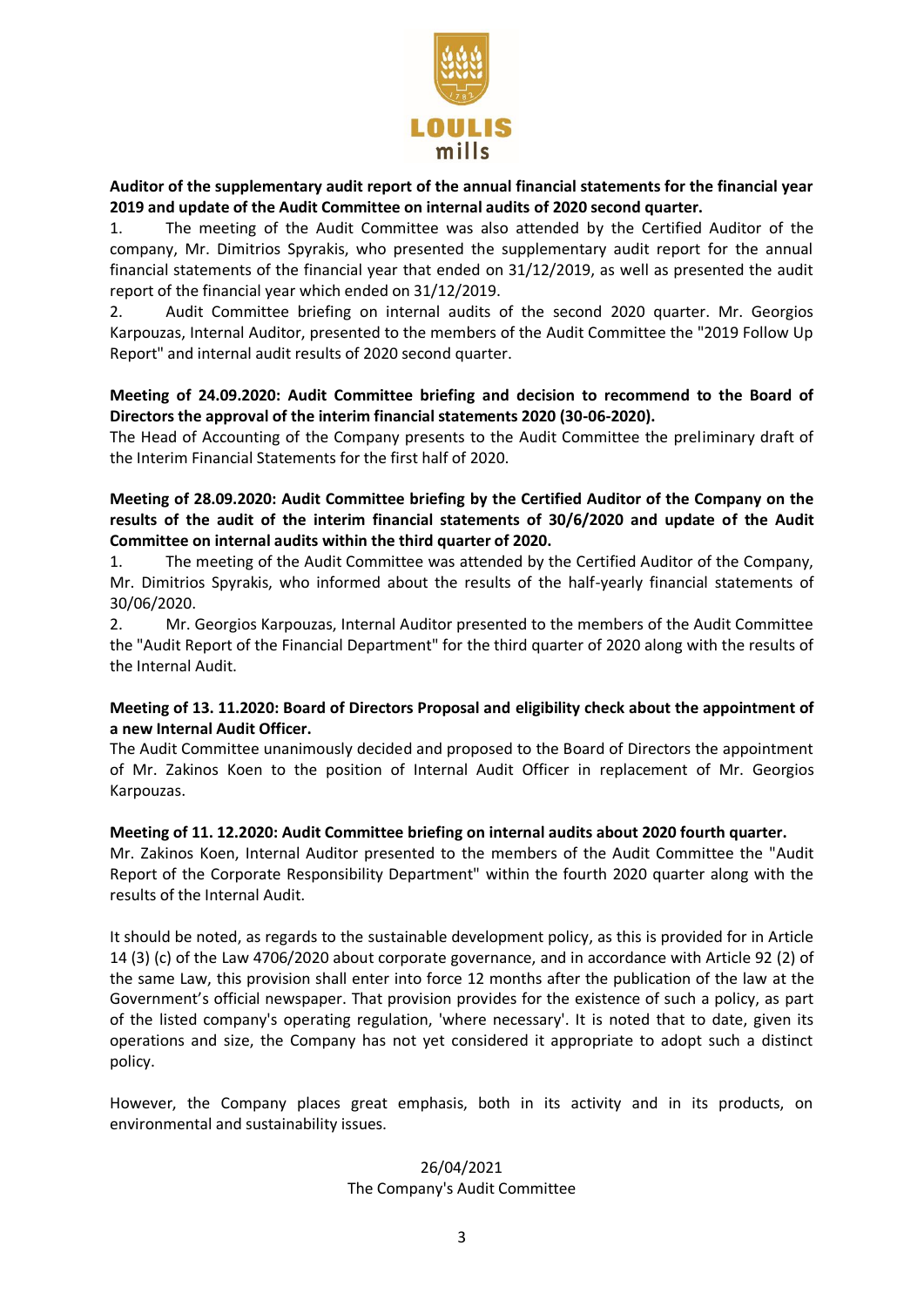**Auditor of the supplementary audit report of the annual financial statements for the financial year 2019 and update of the Audit Committee on internal audits of 2020 second quarter.**

1. The meeting of the Audit Committee was also attended by the Certified Auditor of the company, Mr. Dimitrios Spyrakis, who presented the supplementary audit report for the annual financial statements of the financial year that ended on 31/12/2019, as well as presented the audit report of the financial year which ended on 31/12/2019.
2. Audit Committee briefing on internal audits of the second 2020 quarter. Mr. Georgios Karpouzas, Internal Auditor, presented to the members of the Audit Committee the "2019 Follow Up Report" and internal audit results of 2020 second quarter.

**Meeting of 24.09.2020: Audit Committee briefing and decision to recommend to the Board of Directors the approval of the interim financial statements 2020 (30-06-2020).**

The Head of Accounting of the Company presents to the Audit Committee the preliminary draft of the Interim Financial Statements for the first half of 2020.

**Meeting of 28.09.2020: Audit Committee briefing by the Certified Auditor of the Company on the results of the audit of the interim financial statements of 30/6/2020 and update of the Audit Committee on internal audits within the third quarter of 2020.**

1. The meeting of the Audit Committee was attended by the Certified Auditor of the Company, Mr. Dimitrios Spyrakis, who informed about the results of the half-yearly financial statements of 30/06/2020.
2. Mr. Georgios Karpouzas, Internal Auditor presented to the members of the Audit Committee the "Audit Report of the Financial Department" for the third quarter of 2020 along with the results of the Internal Audit.

**Meeting of 13. 11.2020: Board of Directors Proposal and eligibility check about the appointment of a new Internal Audit Officer.**

The Audit Committee unanimously decided and proposed to the Board of Directors the appointment of Mr. Zakinos Koen to the position of Internal Audit Officer in replacement of Mr. Georgios Karpouzas.

**Meeting of 11. 12.2020: Audit Committee briefing on internal audits about 2020 fourth quarter.**

Mr. Zakinos Koen, Internal Auditor presented to the members of the Audit Committee the "Audit Report of the Corporate Responsibility Department" within the fourth 2020 quarter along with the results of the Internal Audit.

It should be noted, as regards to the sustainable development policy, as this is provided for in Article 14 (3) (c) of the Law 4706/2020 about corporate governance, and in accordance with Article 92 (2) of the same Law, this provision shall enter into force 12 months after the publication of the law at the Government's official newspaper. That provision provides for the existence of such a policy, as part of the listed company's operating regulation, 'where necessary'. It is noted that to date, given its operations and size, the Company has not yet considered it appropriate to adopt such a distinct policy.

However, the Company places great emphasis, both in its activity and in its products, on environmental and sustainability issues.

26/04/2021

The Company's Audit Committee